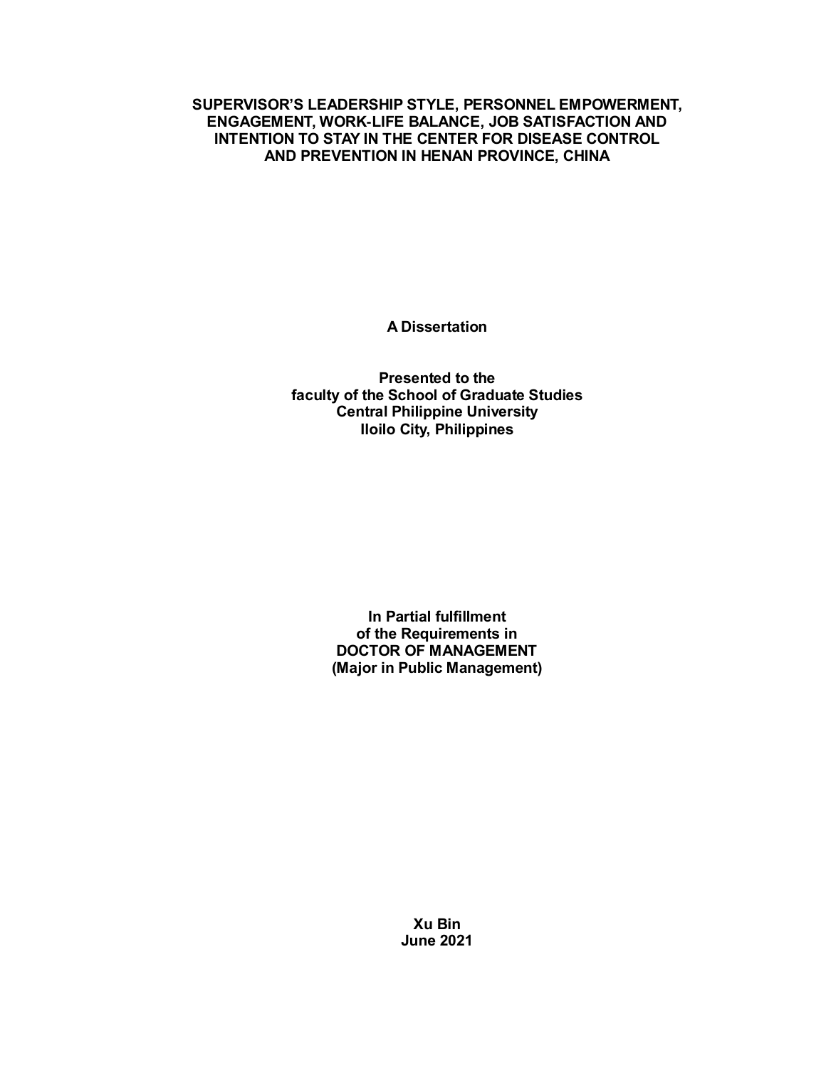# SUPERVISOR'S LEADERSHIP STYLE, PERSONNEL EMPOWERMENT, ENGAGEMENT, WORK-LIFE BALANCE, JOB SATISFACTION AND INTENTION TO STAY IN THE CENTER FOR DISEASE CONTROL AND PREVENTION IN HENAN PROVINCE, CHINA

**A Dissertation**

**Presented to the**
**faculty of the School of Graduate Studies**
**Central Philippine University**
**Iloilo City, Philippines**

**In Partial fulfillment**
**of the Requirements in**
**DOCTOR OF MANAGEMENT**
**(Major in Public Management)**

**Xu Bin**
**June 2021**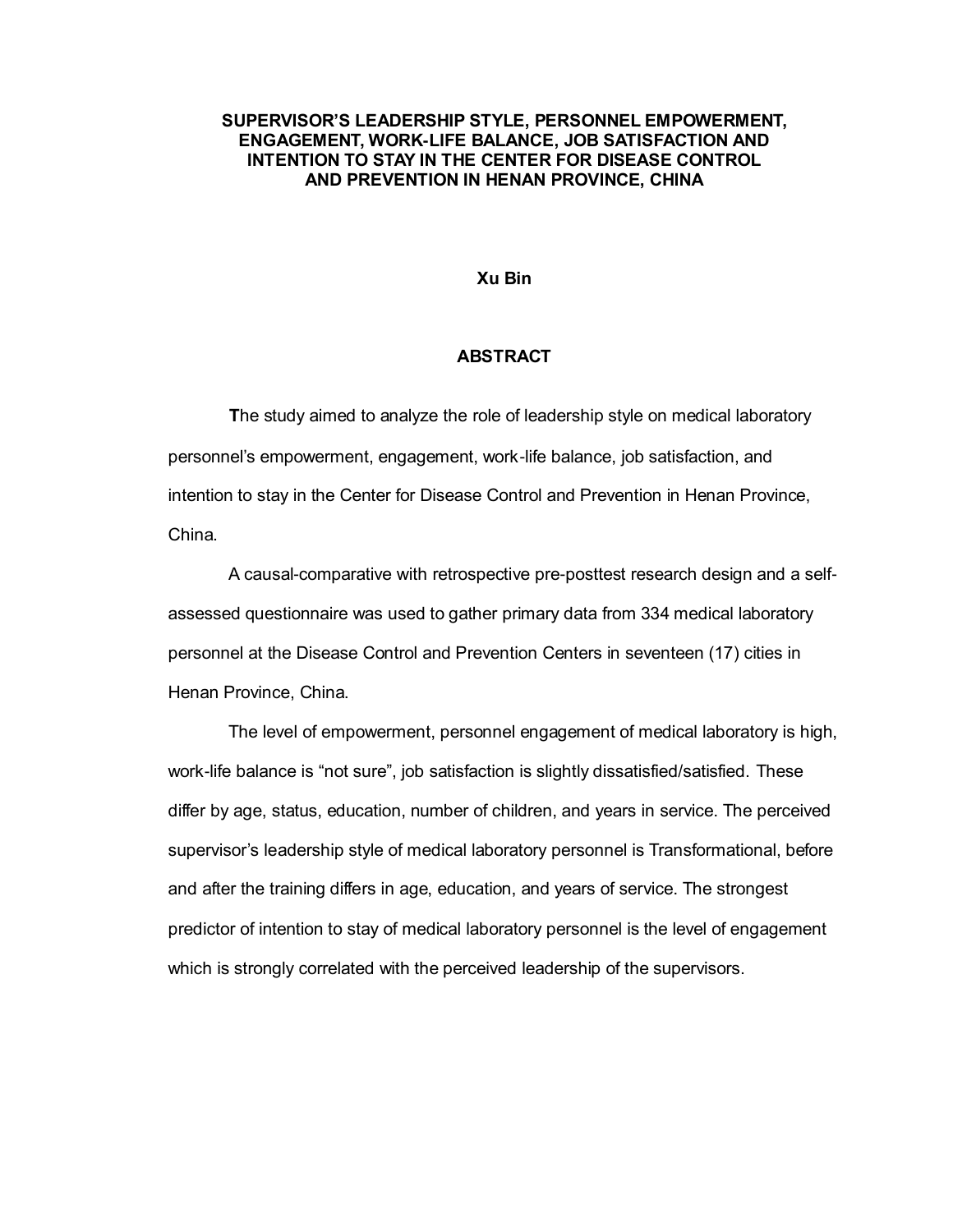# SUPERVISOR'S LEADERSHIP STYLE, PERSONNEL EMPOWERMENT, ENGAGEMENT, WORK-LIFE BALANCE, JOB SATISFACTION AND INTENTION TO STAY IN THE CENTER FOR DISEASE CONTROL AND PREVENTION IN HENAN PROVINCE, CHINA

**Xu Bin**

## ABSTRACT

The study aimed to analyze the role of leadership style on medical laboratory personnel's empowerment, engagement, work-life balance, job satisfaction, and intention to stay in the Center for Disease Control and Prevention in Henan Province, China.

A causal-comparative with retrospective pre-posttest research design and a self-assessed questionnaire was used to gather primary data from 334 medical laboratory personnel at the Disease Control and Prevention Centers in seventeen (17) cities in Henan Province, China.

The level of empowerment, personnel engagement of medical laboratory is high, work-life balance is "not sure", job satisfaction is slightly dissatisfied/satisfied. These differ by age, status, education, number of children, and years in service. The perceived supervisor's leadership style of medical laboratory personnel is Transformational, before and after the training differs in age, education, and years of service. The strongest predictor of intention to stay of medical laboratory personnel is the level of engagement which is strongly correlated with the perceived leadership of the supervisors.